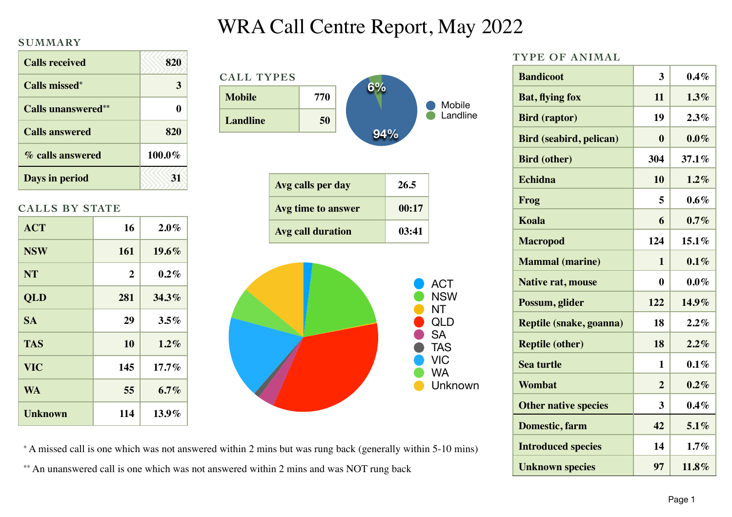# WRA Call Centre Report, May 2022

## SUMMARY

| | |
|---|---|
| Calls received | 820 |
| Calls missed* | 3 |
| Calls unanswered** | 0 |
| Calls answered | 820 |
| % calls answered | 100.0% |
| Days in period | 31 |

## CALLS BY STATE

| | | |
|---|---|---|
| ACT | 16 | 2.0% |
| NSW | 161 | 19.6% |
| NT | 2 | 0.2% |
| QLD | 281 | 34.3% |
| SA | 29 | 3.5% |
| TAS | 10 | 1.2% |
| VIC | 145 | 17.7% |
| WA | 55 | 6.7% |
| Unknown | 114 | 13.9% |

## CALL TYPES

| | |
|---|---|
| Mobile | 770 |
| Landline | 50 |

6%
94%
Mobile
Landline

| | |
|---|---|
| Avg calls per day | 26.5 |
| Avg time to answer | 00:17 |
| Avg call duration | 03:41 |

ACT
NSW
NT
QLD
SA
TAS
VIC
WA
Unknown

## TYPE OF ANIMAL

| | | |
|---|---|---|
| Bandicoot | 3 | 0.4% |
| Bat, flying fox | 11 | 1.3% |
| Bird (raptor) | 19 | 2.3% |
| Bird (seabird, pelican) | 0 | 0.0% |
| Bird (other) | 304 | 37.1% |
| Echidna | 10 | 1.2% |
| Frog | 5 | 0.6% |
| Koala | 6 | 0.7% |
| Macropod | 124 | 15.1% |
| Mammal (marine) | 1 | 0.1% |
| Native rat, mouse | 0 | 0.0% |
| Possum, glider | 122 | 14.9% |
| Reptile (snake, goanna) | 18 | 2.2% |
| Reptile (other) | 18 | 2.2% |
| Sea turtle | 1 | 0.1% |
| Wombat | 2 | 0.2% |
| Other native species | 3 | 0.4% |
| Domestic, farm | 42 | 5.1% |
| Introduced species | 14 | 1.7% |
| Unknown species | 97 | 11.8% |

* A missed call is one which was not answered within 2 mins but was rung back (generally within 5-10 mins)

** An unanswered call is one which was not answered within 2 mins and was NOT rung back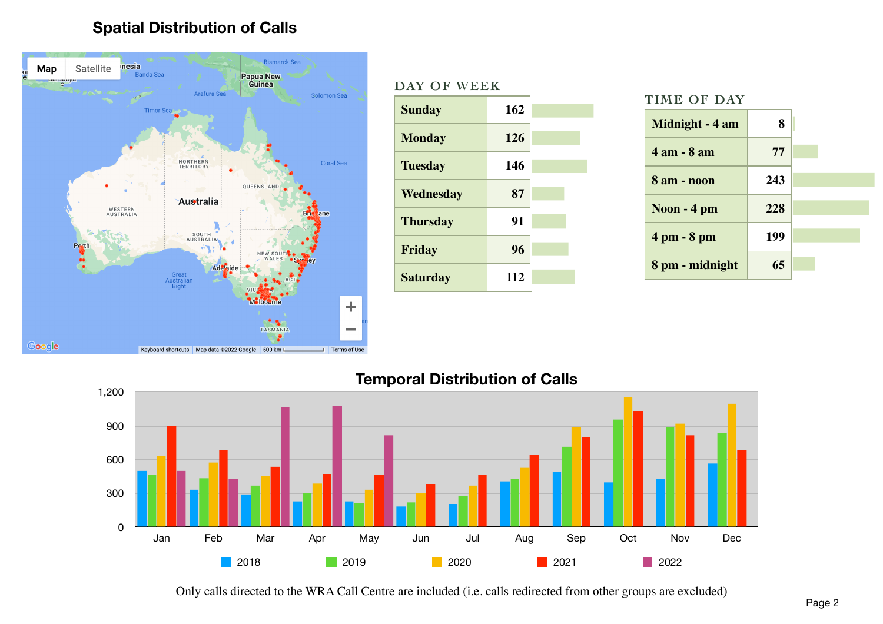## Spatial Distribution of Calls

Map | Satellite

Banda Sea
Bismarck Sea
Papua New Guinea
Arafura Sea
Solomon Sea
Timor Sea
Coral Sea
NORTHERN TERRITORY
QUEENSLAND
WESTERN AUSTRALIA
Australia
Brisbane
SOUTH AUSTRALIA
Perth
NEW SOUTH WALES
Sydney
Adelaide
ACT
Great Australian Bight
VIC
Melbourne
TASMANIA

Keyboard shortcuts | Map data ©2022 Google | 500 km | Terms of Use

### DAY OF WEEK

| | |
|---|---|
| Sunday | 162 |
| Monday | 126 |
| Tuesday | 146 |
| Wednesday | 87 |
| Thursday | 91 |
| Friday | 96 |
| Saturday | 112 |

### TIME OF DAY

| | |
|---|---|
| Midnight - 4 am | 8 |
| 4 am - 8 am | 77 |
| 8 am - noon | 243 |
| Noon - 4 pm | 228 |
| 4 pm - 8 pm | 199 |
| 8 pm - midnight | 65 |

## Temporal Distribution of Calls

1,200
900
600
300
0

Jan Feb Mar Apr May Jun Jul Aug Sep Oct Nov Dec

2018 2019 2020 2021 2022

Only calls directed to the WRA Call Centre are included (i.e. calls redirected from other groups are excluded)